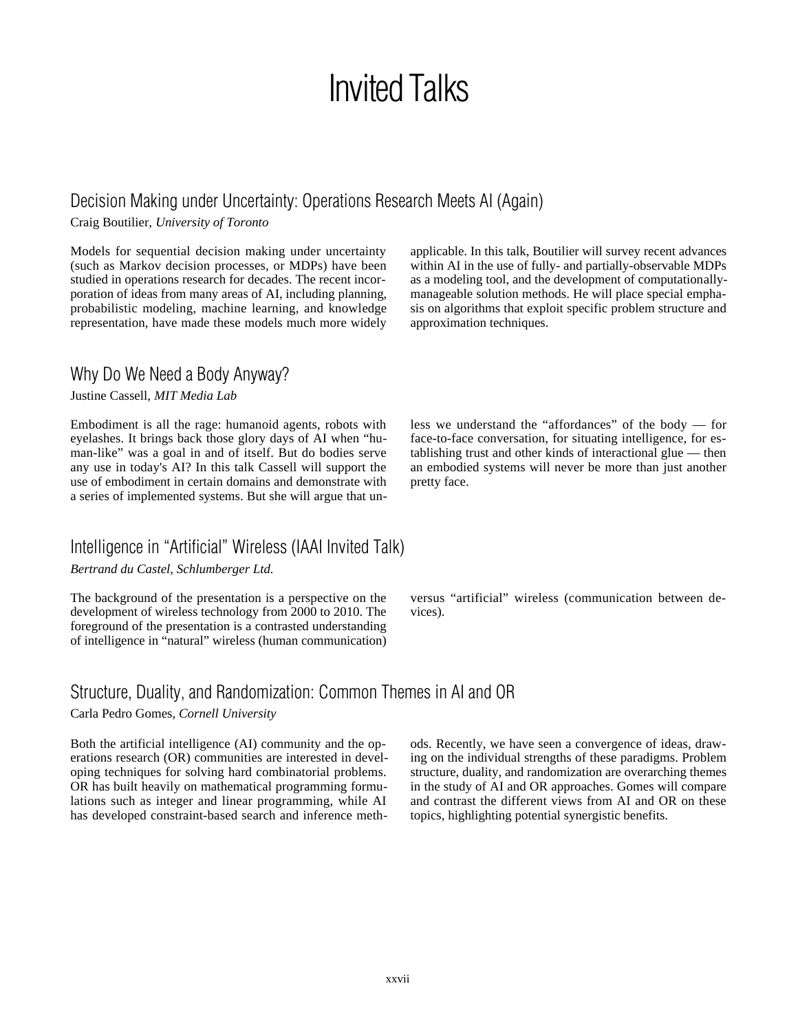# Invited Talks

## Decision Making under Uncertainty: Operations Research Meets AI (Again)

Craig Boutilier, *University of Toronto*

Models for sequential decision making under uncertainty (such as Markov decision processes, or MDPs) have been studied in operations research for decades. The recent incorporation of ideas from many areas of AI, including planning, probabilistic modeling, machine learning, and knowledge representation, have made these models much more widely applicable. In this talk, Boutilier will survey recent advances within AI in the use of fully- and partially-observable MDPs as a modeling tool, and the development of computationally-manageable solution methods. He will place special emphasis on algorithms that exploit specific problem structure and approximation techniques.

## Why Do We Need a Body Anyway?

Justine Cassell, *MIT Media Lab*

Embodiment is all the rage: humanoid agents, robots with eyelashes. It brings back those glory days of AI when "human-like" was a goal in and of itself. But do bodies serve any use in today's AI? In this talk Cassell will support the use of embodiment in certain domains and demonstrate with a series of implemented systems. But she will argue that unless we understand the "affordances" of the body — for face-to-face conversation, for situating intelligence, for establishing trust and other kinds of interactional glue — then an embodied systems will never be more than just another pretty face.

## Intelligence in "Artificial" Wireless (IAAI Invited Talk)

*Bertrand du Castel, Schlumberger Ltd.*

The background of the presentation is a perspective on the development of wireless technology from 2000 to 2010. The foreground of the presentation is a contrasted understanding of intelligence in "natural" wireless (human communication) versus "artificial" wireless (communication between devices).

## Structure, Duality, and Randomization: Common Themes in AI and OR

Carla Pedro Gomes, *Cornell University*

Both the artificial intelligence (AI) community and the operations research (OR) communities are interested in developing techniques for solving hard combinatorial problems. OR has built heavily on mathematical programming formulations such as integer and linear programming, while AI has developed constraint-based search and inference methods. Recently, we have seen a convergence of ideas, drawing on the individual strengths of these paradigms. Problem structure, duality, and randomization are overarching themes in the study of AI and OR approaches. Gomes will compare and contrast the different views from AI and OR on these topics, highlighting potential synergistic benefits.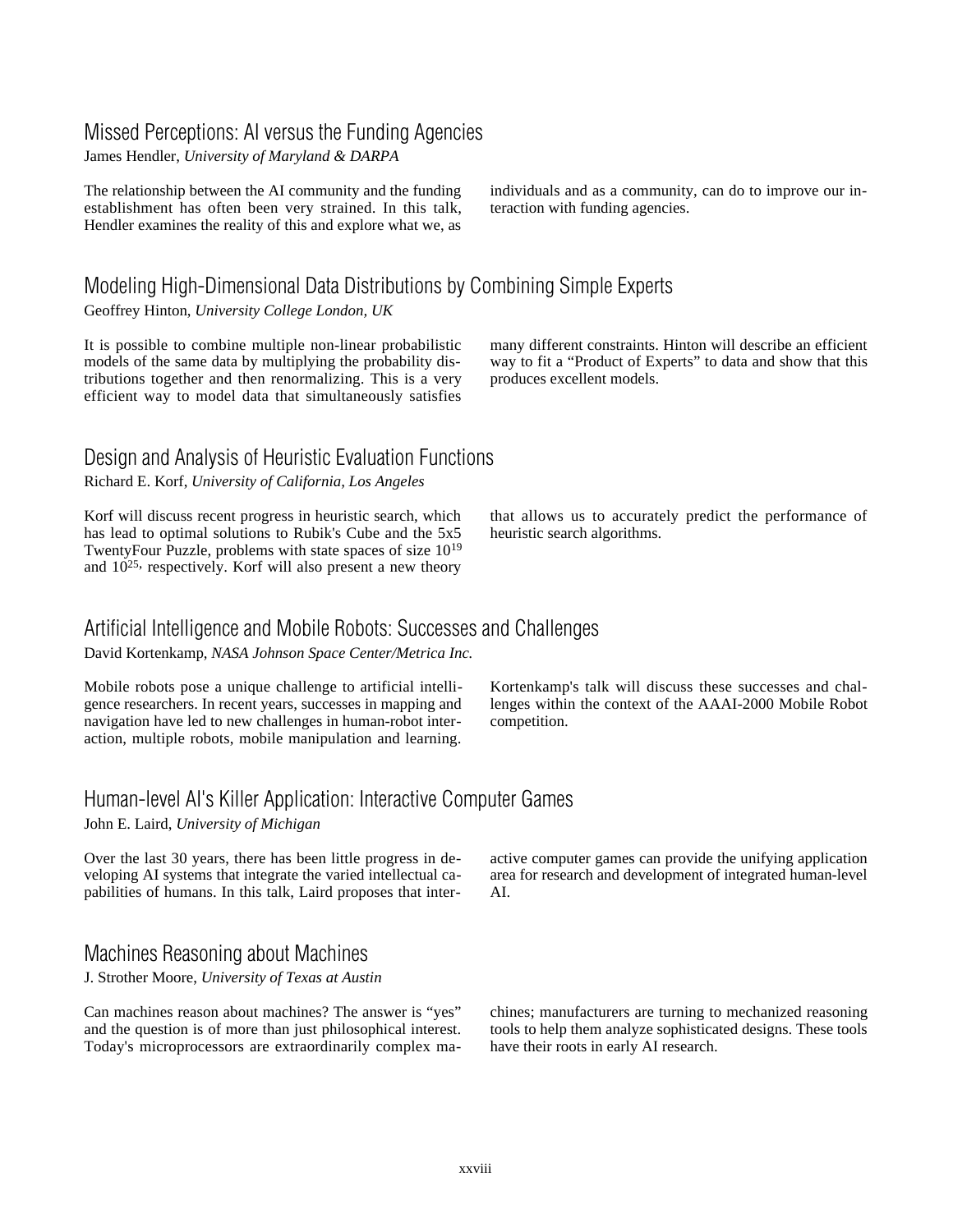## Missed Perceptions: AI versus the Funding Agencies

James Hendler, *University of Maryland & DARPA*

The relationship between the AI community and the funding establishment has often been very strained. In this talk, Hendler examines the reality of this and explore what we, as individuals and as a community, can do to improve our interaction with funding agencies.

## Modeling High-Dimensional Data Distributions by Combining Simple Experts

Geoffrey Hinton, *University College London, UK*

It is possible to combine multiple non-linear probabilistic models of the same data by multiplying the probability distributions together and then renormalizing. This is a very efficient way to model data that simultaneously satisfies many different constraints. Hinton will describe an efficient way to fit a "Product of Experts" to data and show that this produces excellent models.

## Design and Analysis of Heuristic Evaluation Functions

Richard E. Korf, *University of California, Los Angeles*

Korf will discuss recent progress in heuristic search, which has lead to optimal solutions to Rubik's Cube and the 5x5 TwentyFour Puzzle, problems with state spaces of size $10^{19}$ and $10^{25}$, respectively. Korf will also present a new theory that allows us to accurately predict the performance of heuristic search algorithms.

## Artificial Intelligence and Mobile Robots: Successes and Challenges

David Kortenkamp, *NASA Johnson Space Center/Metrica Inc.*

Mobile robots pose a unique challenge to artificial intelligence researchers. In recent years, successes in mapping and navigation have led to new challenges in human-robot interaction, multiple robots, mobile manipulation and learning. Kortenkamp's talk will discuss these successes and challenges within the context of the AAAI-2000 Mobile Robot competition.

## Human-level AI's Killer Application: Interactive Computer Games

John E. Laird, *University of Michigan*

Over the last 30 years, there has been little progress in developing AI systems that integrate the varied intellectual capabilities of humans. In this talk, Laird proposes that interactive computer games can provide the unifying application area for research and development of integrated human-level AI.

## Machines Reasoning about Machines

J. Strother Moore, *University of Texas at Austin*

Can machines reason about machines? The answer is "yes" and the question is of more than just philosophical interest. Today's microprocessors are extraordinarily complex machines; manufacturers are turning to mechanized reasoning tools to help them analyze sophisticated designs. These tools have their roots in early AI research.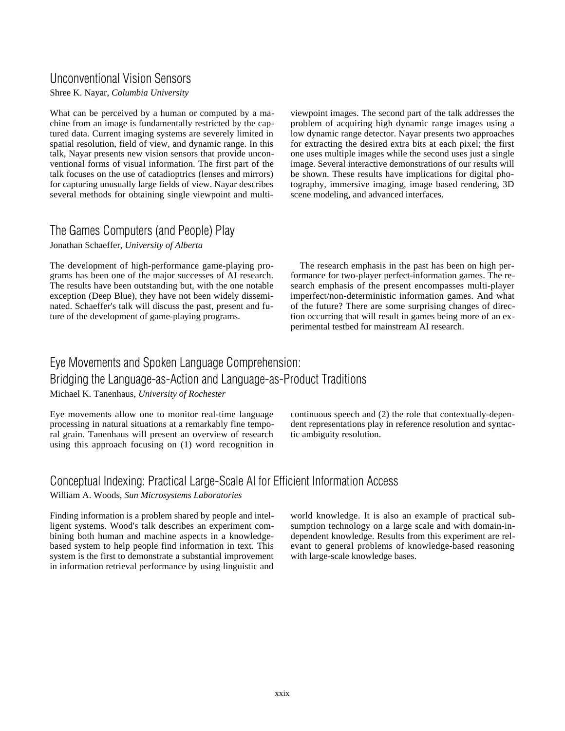## Unconventional Vision Sensors

Shree K. Nayar, *Columbia University*

What can be perceived by a human or computed by a machine from an image is fundamentally restricted by the captured data. Current imaging systems are severely limited in spatial resolution, field of view, and dynamic range. In this talk, Nayar presents new vision sensors that provide unconventional forms of visual information. The first part of the talk focuses on the use of catadioptrics (lenses and mirrors) for capturing unusually large fields of view. Nayar describes several methods for obtaining single viewpoint and multiviewpoint images. The second part of the talk addresses the problem of acquiring high dynamic range images using a low dynamic range detector. Nayar presents two approaches for extracting the desired extra bits at each pixel; the first one uses multiple images while the second uses just a single image. Several interactive demonstrations of our results will be shown. These results have implications for digital photography, immersive imaging, image based rendering, 3D scene modeling, and advanced interfaces.

## The Games Computers (and People) Play

Jonathan Schaeffer, *University of Alberta*

The development of high-performance game-playing programs has been one of the major successes of AI research. The results have been outstanding but, with the one notable exception (Deep Blue), they have not been widely disseminated. Schaeffer's talk will discuss the past, present and future of the development of game-playing programs.

The research emphasis in the past has been on high performance for two-player perfect-information games. The research emphasis of the present encompasses multi-player imperfect/non-deterministic information games. And what of the future? There are some surprising changes of direction occurring that will result in games being more of an experimental testbed for mainstream AI research.

## Eye Movements and Spoken Language Comprehension: Bridging the Language-as-Action and Language-as-Product Traditions

Michael K. Tanenhaus, *University of Rochester*

Eye movements allow one to monitor real-time language processing in natural situations at a remarkably fine temporal grain. Tanenhaus will present an overview of research using this approach focusing on (1) word recognition in continuous speech and (2) the role that contextually-dependent representations play in reference resolution and syntactic ambiguity resolution.

## Conceptual Indexing: Practical Large-Scale AI for Efficient Information Access

William A. Woods, *Sun Microsystems Laboratories*

Finding information is a problem shared by people and intelligent systems. Wood's talk describes an experiment combining both human and machine aspects in a knowledge-based system to help people find information in text. This system is the first to demonstrate a substantial improvement in information retrieval performance by using linguistic and world knowledge. It is also an example of practical subsumption technology on a large scale and with domain-independent knowledge. Results from this experiment are relevant to general problems of knowledge-based reasoning with large-scale knowledge bases.